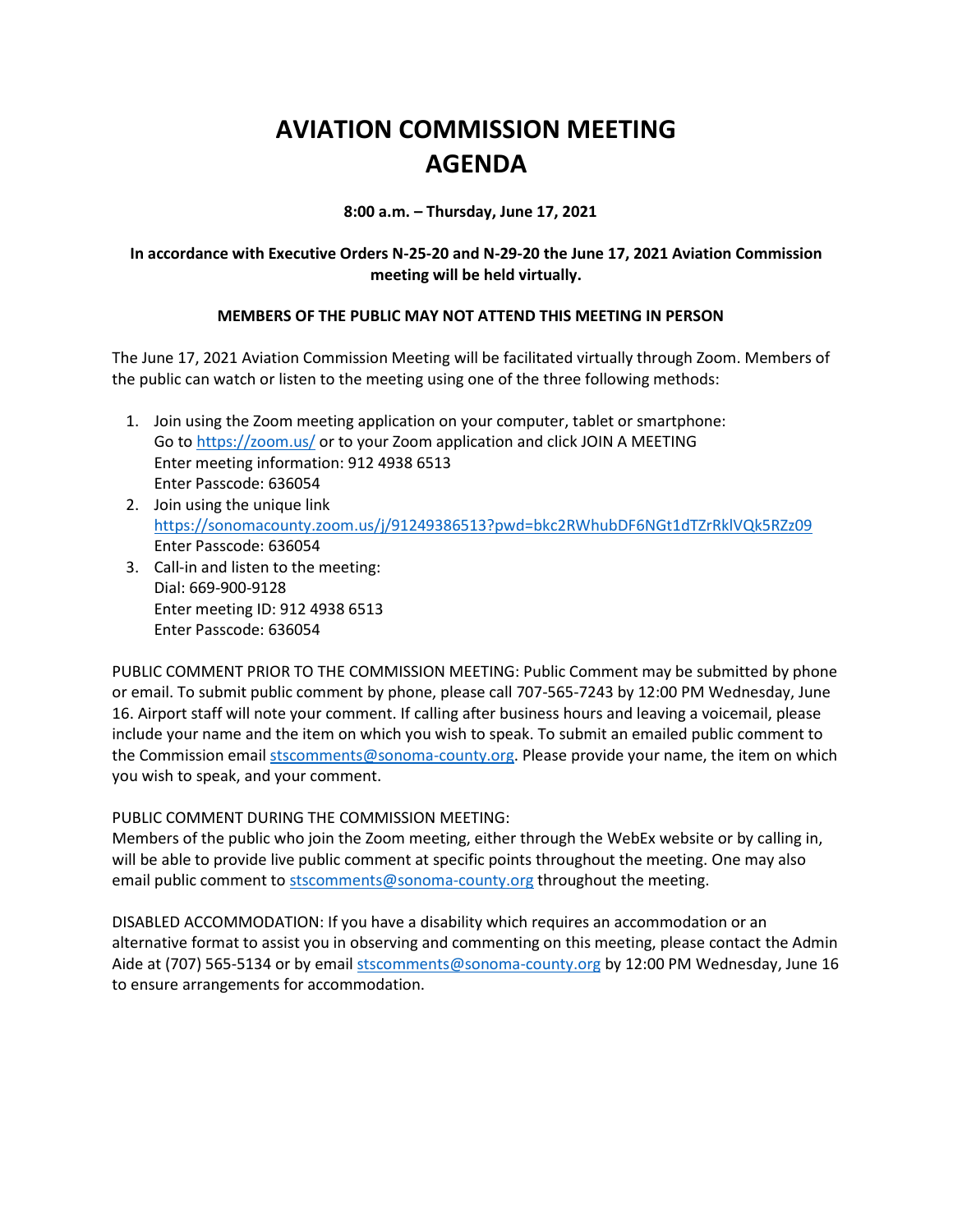# AVIATION COMMISSION MEETING AGENDA

**8:00 a.m. – Thursday, June 17, 2021**

**In accordance with Executive Orders N-25-20 and N-29-20 the June 17, 2021 Aviation Commission meeting will be held virtually.**

**MEMBERS OF THE PUBLIC MAY NOT ATTEND THIS MEETING IN PERSON**

The June 17, 2021 Aviation Commission Meeting will be facilitated virtually through Zoom. Members of the public can watch or listen to the meeting using one of the three following methods:

1. Join using the Zoom meeting application on your computer, tablet or smartphone:
   Go to https://zoom.us/ or to your Zoom application and click JOIN A MEETING
   Enter meeting information: 912 4938 6513
   Enter Passcode: 636054
2. Join using the unique link
   https://sonomacounty.zoom.us/j/91249386513?pwd=bkc2RWhubDF6NGt1dTZrRklVQk5RZz09
   Enter Passcode: 636054
3. Call-in and listen to the meeting:
   Dial: 669-900-9128
   Enter meeting ID: 912 4938 6513
   Enter Passcode: 636054

PUBLIC COMMENT PRIOR TO THE COMMISSION MEETING: Public Comment may be submitted by phone or email. To submit public comment by phone, please call 707-565-7243 by 12:00 PM Wednesday, June 16. Airport staff will note your comment. If calling after business hours and leaving a voicemail, please include your name and the item on which you wish to speak. To submit an emailed public comment to the Commission email stscomments@sonoma-county.org. Please provide your name, the item on which you wish to speak, and your comment.

PUBLIC COMMENT DURING THE COMMISSION MEETING:
Members of the public who join the Zoom meeting, either through the WebEx website or by calling in, will be able to provide live public comment at specific points throughout the meeting. One may also email public comment to stscomments@sonoma-county.org throughout the meeting.

DISABLED ACCOMMODATION: If you have a disability which requires an accommodation or an alternative format to assist you in observing and commenting on this meeting, please contact the Admin Aide at (707) 565-5134 or by email stscomments@sonoma-county.org by 12:00 PM Wednesday, June 16 to ensure arrangements for accommodation.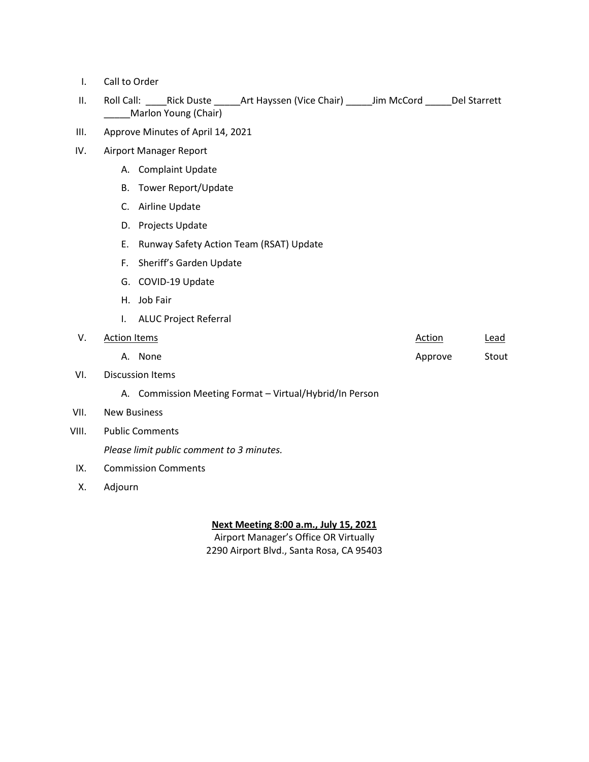I. Call to Order

II. Roll Call: ____Rick Duste _____Art Hayssen (Vice Chair) _____Jim McCord _____Del Starrett _____Marlon Young (Chair)

III. Approve Minutes of April 14, 2021

IV. Airport Manager Report

   A. Complaint Update
   B. Tower Report/Update
   C. Airline Update
   D. Projects Update
   E. Runway Safety Action Team (RSAT) Update
   F. Sheriff's Garden Update
   G. COVID-19 Update
   H. Job Fair
   I. ALUC Project Referral

| V. <u>Action Items</u> | <u>Action</u> | <u>Lead</u> |
|---|---|---|
| A. None | Approve | Stout |

VI. Discussion Items

   A. Commission Meeting Format – Virtual/Hybrid/In Person

VII. New Business

VIII. Public Comments

*Please limit public comment to 3 minutes.*

IX. Commission Comments

X. Adjourn

**<u>Next Meeting 8:00 a.m., July 15, 2021</u>**
Airport Manager's Office OR Virtually
2290 Airport Blvd., Santa Rosa, CA 95403